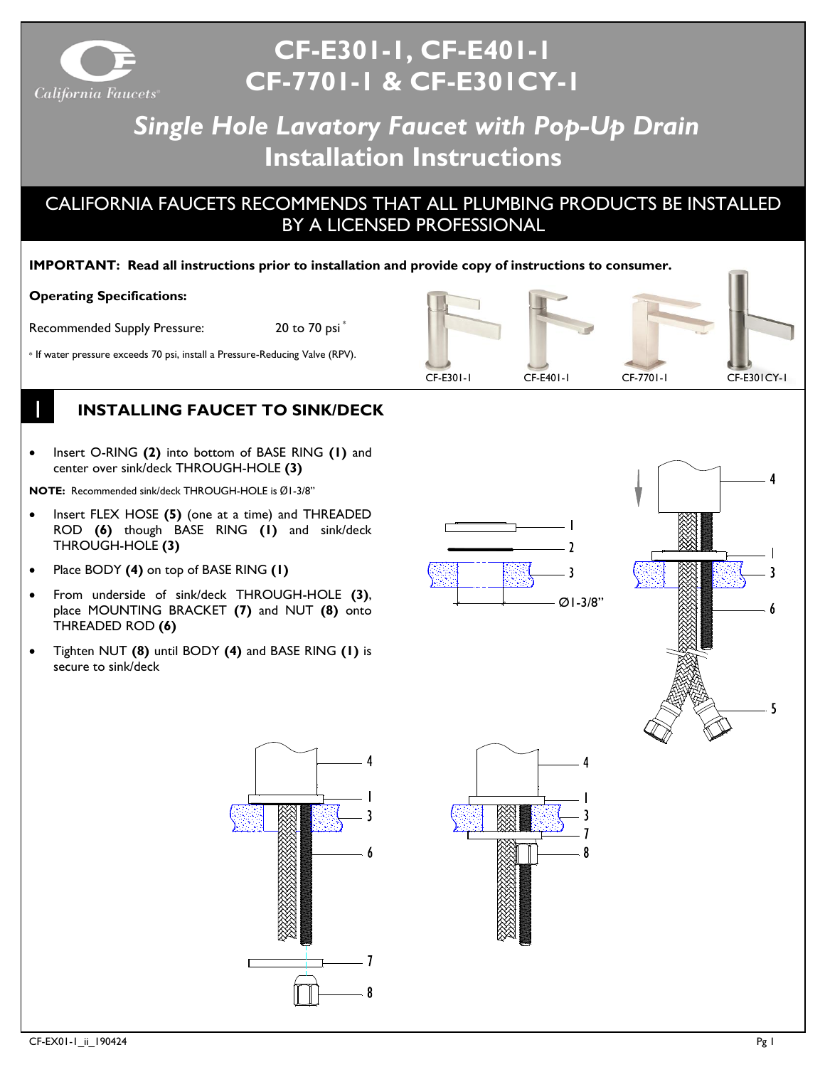# CF-E301-1, CF-E401-1 CF-7701-1 & CF-E301CY-1

## *Single Hole Lavatory Faucet with Pop-Up Drain* Installation Instructions

CALIFORNIA FAUCETS RECOMMENDS THAT ALL PLUMBING PRODUCTS BE INSTALLED BY A LICENSED PROFESSIONAL

**IMPORTANT: Read all instructions prior to installation and provide copy of instructions to consumer.**

**Operating Specifications:**

Recommended Supply Pressure: 20 to 70 psi*

* If water pressure exceeds 70 psi, install a Pressure-Reducing Valve (RPV).

CF-E301-1 CF-E401-1 CF-7701-1 CF-E301CY-1

## 1 INSTALLING FAUCET TO SINK/DECK

- Insert O-RING **(2)** into bottom of BASE RING **(1)** and center over sink/deck THROUGH-HOLE **(3)**

**NOTE:** Recommended sink/deck THROUGH-HOLE is Ø1-3/8"

- Insert FLEX HOSE **(5)** (one at a time) and THREADED ROD **(6)** though BASE RING **(1)** and sink/deck THROUGH-HOLE **(3)**
- Place BODY **(4)** on top of BASE RING **(1)**
- From underside of sink/deck THROUGH-HOLE **(3)**, place MOUNTING BRACKET **(7)** and NUT **(8)** onto THREADED ROD **(6)**
- Tighten NUT **(8)** until BODY **(4)** and BASE RING **(1)** is secure to sink/deck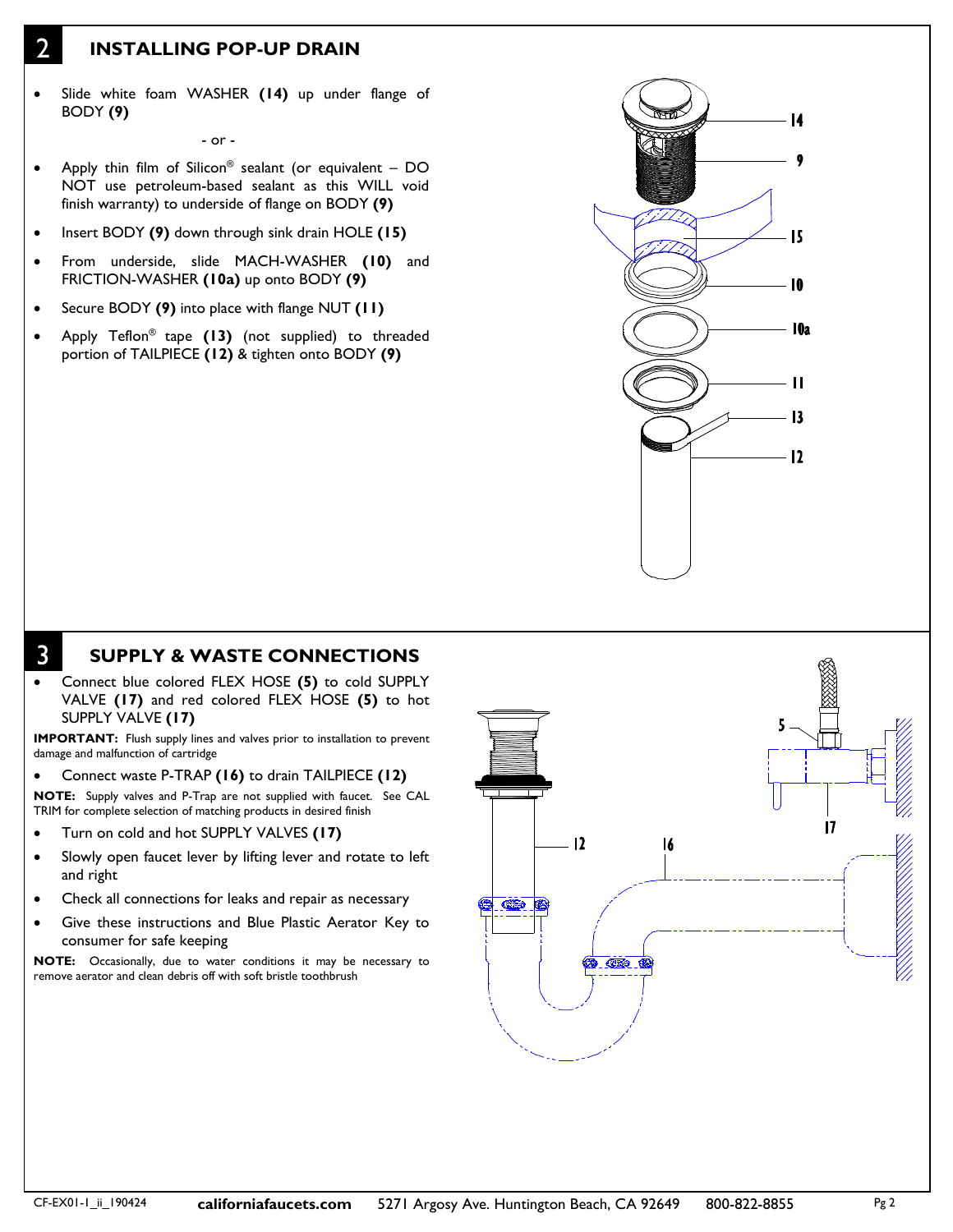## 2 INSTALLING POP-UP DRAIN

- Slide white foam WASHER **(14)** up under flange of BODY **(9)**

- or -

- Apply thin film of Silicon® sealant (or equivalent – DO NOT use petroleum-based sealant as this WILL void finish warranty) to underside of flange on BODY **(9)**
- Insert BODY **(9)** down through sink drain HOLE **(15)**
- From underside, slide MACH-WASHER **(10)** and FRICTION-WASHER **(10a)** up onto BODY **(9)**
- Secure BODY **(9)** into place with flange NUT **(11)**
- Apply Teflon® tape **(13)** (not supplied) to threaded portion of TAILPIECE **(12)** & tighten onto BODY **(9)**

14
9
15
10
10a
11
13
12

## 3 SUPPLY & WASTE CONNECTIONS

- Connect blue colored FLEX HOSE **(5)** to cold SUPPLY VALVE **(17)** and red colored FLEX HOSE **(5)** to hot SUPPLY VALVE **(17)**

**IMPORTANT:** Flush supply lines and valves prior to installation to prevent damage and malfunction of cartridge

- Connect waste P-TRAP **(16)** to drain TAILPIECE **(12)**

**NOTE:** Supply valves and P-Trap are not supplied with faucet. See CAL TRIM for complete selection of matching products in desired finish

- Turn on cold and hot SUPPLY VALVES **(17)**
- Slowly open faucet lever by lifting lever and rotate to left and right
- Check all connections for leaks and repair as necessary
- Give these instructions and Blue Plastic Aerator Key to consumer for safe keeping

**NOTE:** Occasionally, due to water conditions it may be necessary to remove aerator and clean debris off with soft bristle toothbrush

5
17
12
16

CF-EX01-1_ii_190424 **californiafaucets.com** 5271 Argosy Ave. Huntington Beach, CA 92649 800-822-8855